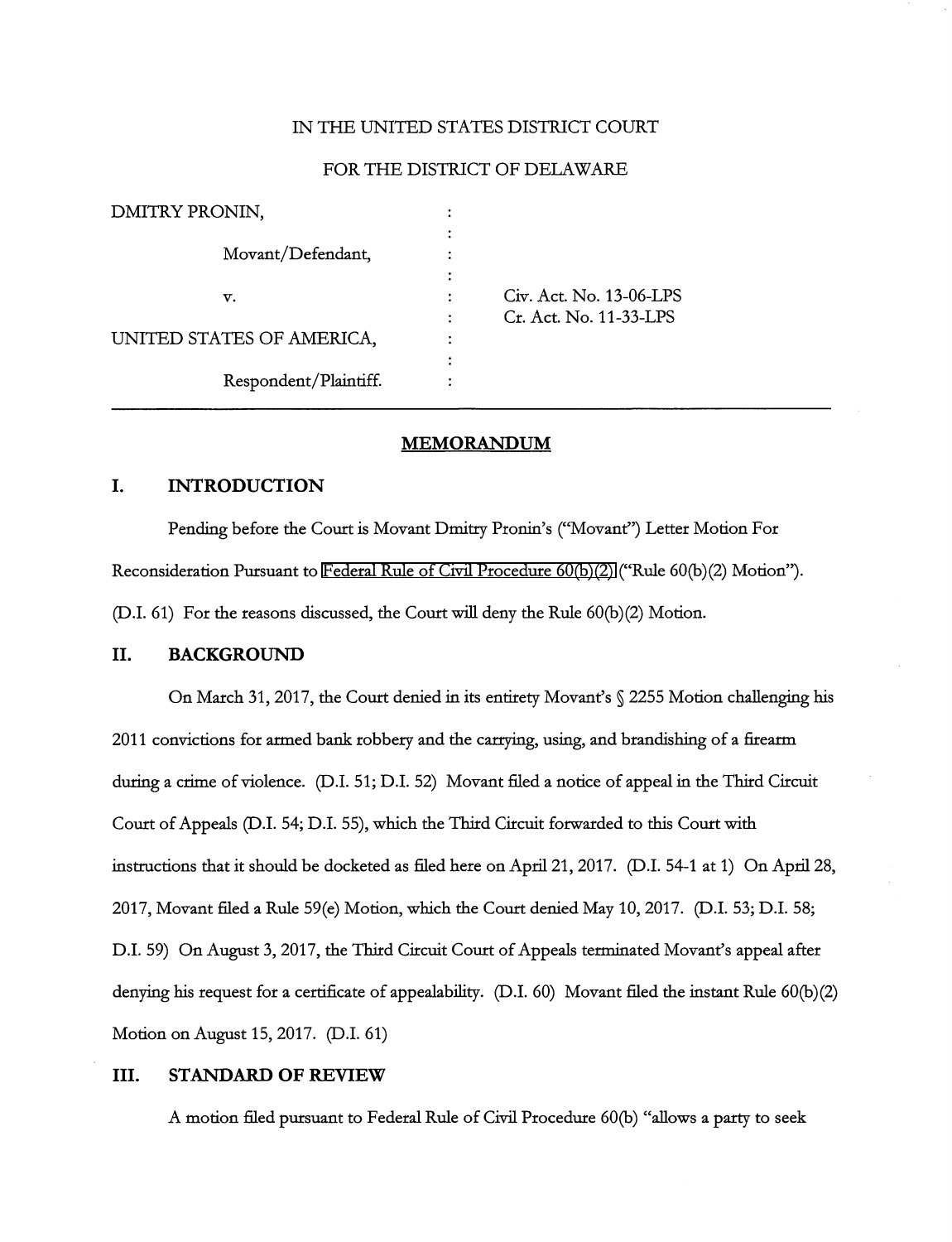IN THE UNITED STATES DISTRICT COURT

FOR THE DISTRICT OF DELAWARE

| | | |
|---|---|---|
| DMITRY PRONIN, | : | |
| Movant/Defendant, | : | |
| v. | : | Civ. Act. No. 13-06-LPS |
| | : | Cr. Act. No. 11-33-LPS |
| UNITED STATES OF AMERICA, | : | |
| Respondent/Plaintiff. | : | |

## MEMORANDUM

## I. INTRODUCTION

Pending before the Court is Movant Dmitry Pronin's ("Movant") Letter Motion For Reconsideration Pursuant to Federal Rule of Civil Procedure 60(b)(2) ("Rule 60(b)(2) Motion"). (D.I. 61) For the reasons discussed, the Court will deny the Rule 60(b)(2) Motion.

## II. BACKGROUND

On March 31, 2017, the Court denied in its entirety Movant's § 2255 Motion challenging his 2011 convictions for armed bank robbery and the carrying, using, and brandishing of a firearm during a crime of violence. (D.I. 51; D.I. 52) Movant filed a notice of appeal in the Third Circuit Court of Appeals (D.I. 54; D.I. 55), which the Third Circuit forwarded to this Court with instructions that it should be docketed as filed here on April 21, 2017. (D.I. 54-1 at 1) On April 28, 2017, Movant filed a Rule 59(e) Motion, which the Court denied May 10, 2017. (D.I. 53; D.I. 58; D.I. 59) On August 3, 2017, the Third Circuit Court of Appeals terminated Movant's appeal after denying his request for a certificate of appealability. (D.I. 60) Movant filed the instant Rule 60(b)(2) Motion on August 15, 2017. (D.I. 61)

## III. STANDARD OF REVIEW

A motion filed pursuant to Federal Rule of Civil Procedure 60(b) "allows a party to seek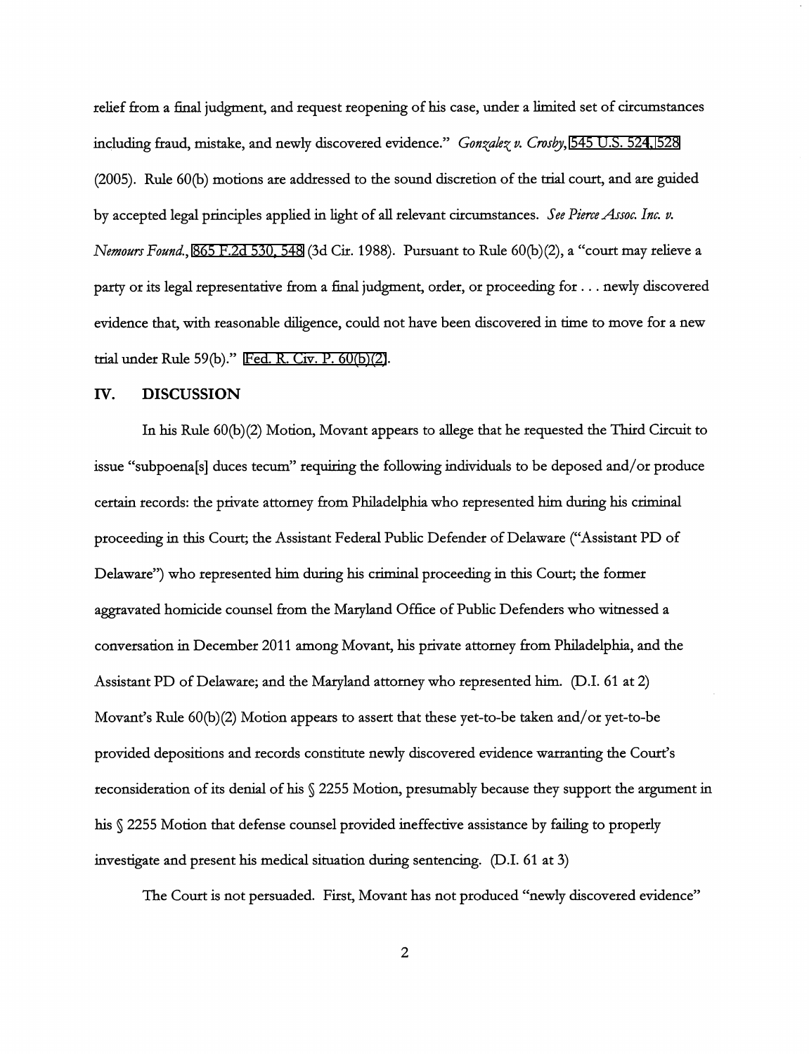relief from a final judgment, and request reopening of his case, under a limited set of circumstances including fraud, mistake, and newly discovered evidence." *Gonzalez v. Crosby*, 545 U.S. 524, 528 (2005). Rule 60(b) motions are addressed to the sound discretion of the trial court, and are guided by accepted legal principles applied in light of all relevant circumstances. *See Pierce Assoc. Inc. v. Nemours Found.*, 865 F.2d 530, 548 (3d Cir. 1988). Pursuant to Rule 60(b)(2), a "court may relieve a party or its legal representative from a final judgment, order, or proceeding for . . . newly discovered evidence that, with reasonable diligence, could not have been discovered in time to move for a new trial under Rule 59(b)." Fed. R. Civ. P. 60(b)(2).

## IV. DISCUSSION

In his Rule 60(b)(2) Motion, Movant appears to allege that he requested the Third Circuit to issue "subpoena[s] duces tecum" requiring the following individuals to be deposed and/or produce certain records: the private attorney from Philadelphia who represented him during his criminal proceeding in this Court; the Assistant Federal Public Defender of Delaware ("Assistant PD of Delaware") who represented him during his criminal proceeding in this Court; the former aggravated homicide counsel from the Maryland Office of Public Defenders who witnessed a conversation in December 2011 among Movant, his private attorney from Philadelphia, and the Assistant PD of Delaware; and the Maryland attorney who represented him. (D.I. 61 at 2) Movant's Rule 60(b)(2) Motion appears to assert that these yet-to-be taken and/or yet-to-be provided depositions and records constitute newly discovered evidence warranting the Court's reconsideration of its denial of his § 2255 Motion, presumably because they support the argument in his § 2255 Motion that defense counsel provided ineffective assistance by failing to properly investigate and present his medical situation during sentencing. (D.I. 61 at 3)

The Court is not persuaded. First, Movant has not produced "newly discovered evidence"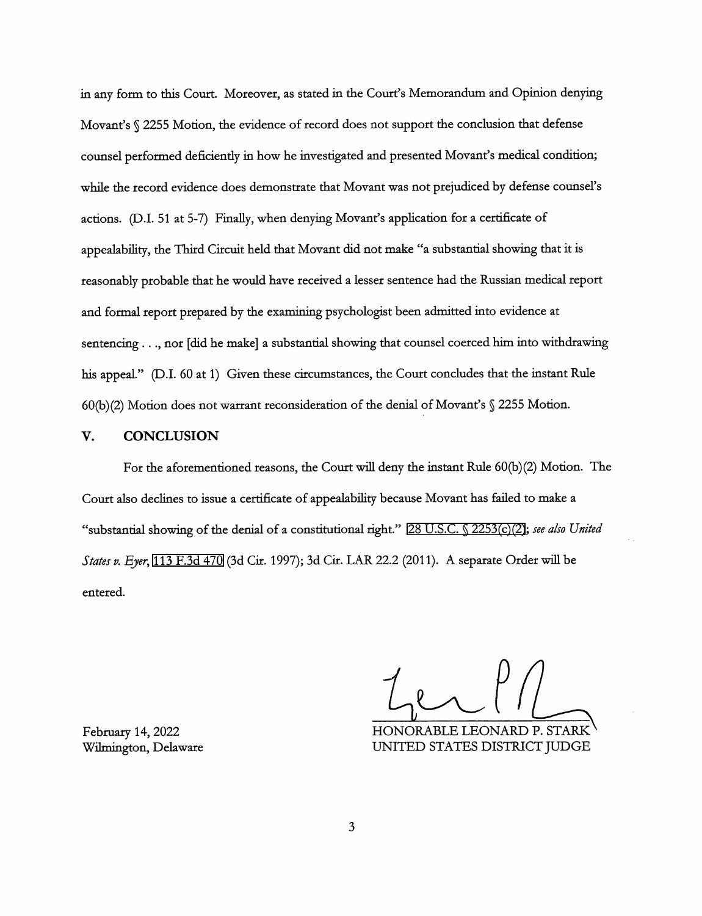in any form to this Court. Moreover, as stated in the Court's Memorandum and Opinion denying Movant's § 2255 Motion, the evidence of record does not support the conclusion that defense counsel performed deficiently in how he investigated and presented Movant's medical condition; while the record evidence does demonstrate that Movant was not prejudiced by defense counsel's actions. (D.I. 51 at 5-7) Finally, when denying Movant's application for a certificate of appealability, the Third Circuit held that Movant did not make "a substantial showing that it is reasonably probable that he would have received a lesser sentence had the Russian medical report and formal report prepared by the examining psychologist been admitted into evidence at sentencing . . ., nor [did he make] a substantial showing that counsel coerced him into withdrawing his appeal." (D.I. 60 at 1) Given these circumstances, the Court concludes that the instant Rule 60(b)(2) Motion does not warrant reconsideration of the denial of Movant's § 2255 Motion.

## V. CONCLUSION

For the aforementioned reasons, the Court will deny the instant Rule 60(b)(2) Motion. The Court also declines to issue a certificate of appealability because Movant has failed to make a "substantial showing of the denial of a constitutional right." 28 U.S.C. § 2253(c)(2); *see also United States v. Eyer*, 113 F.3d 470 (3d Cir. 1997); 3d Cir. LAR 22.2 (2011). A separate Order will be entered.

February 14, 2022
Wilmington, Delaware

HONORABLE LEONARD P. STARK
UNITED STATES DISTRICT JUDGE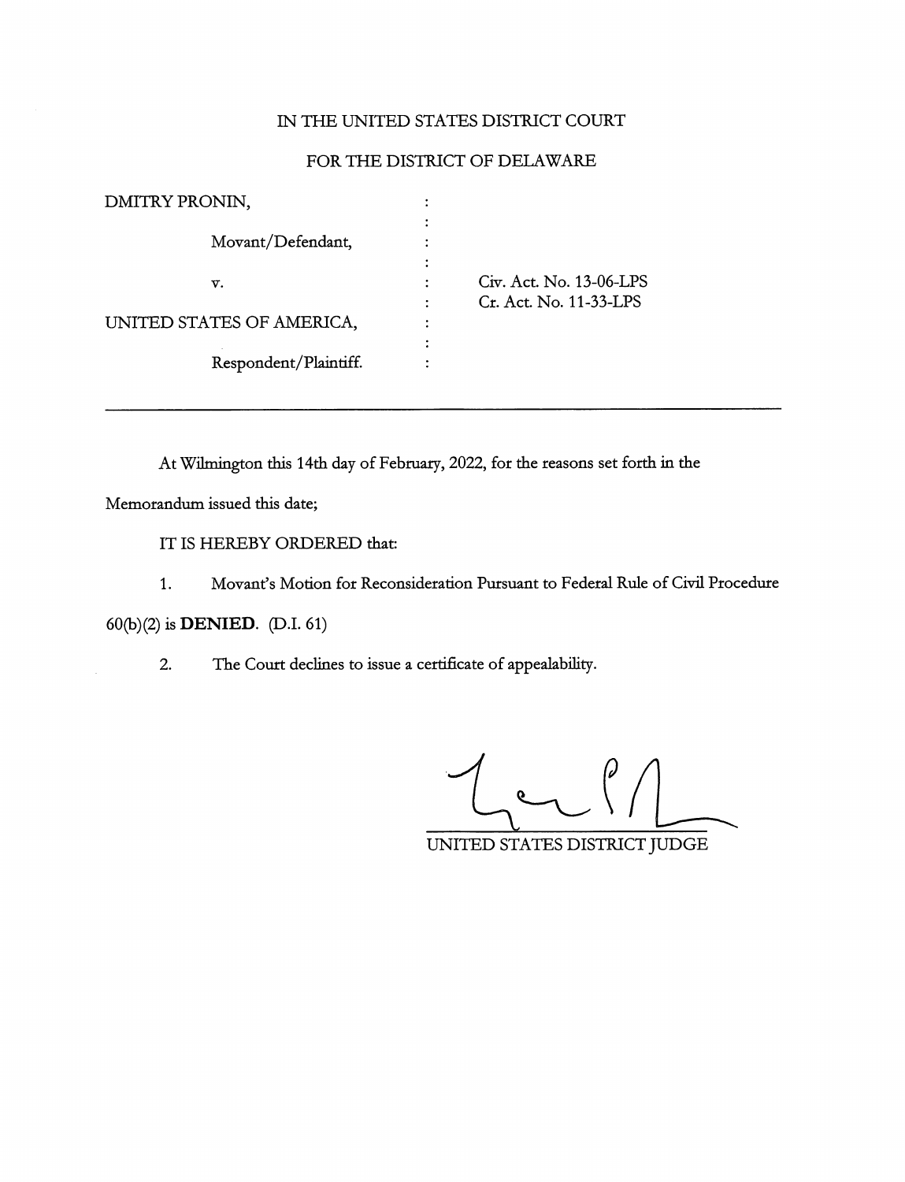IN THE UNITED STATES DISTRICT COURT

FOR THE DISTRICT OF DELAWARE

| | | |
|---|---|---|
| DMITRY PRONIN, | : | |
| | : | |
| Movant/Defendant, | : | |
| | : | |
| v. | : | Civ. Act. No. 13-06-LPS |
| | : | Cr. Act. No. 11-33-LPS |
| UNITED STATES OF AMERICA, | : | |
| | : | |
| Respondent/Plaintiff. | : | |

---

At Wilmington this 14th day of February, 2022, for the reasons set forth in the Memorandum issued this date;

IT IS HEREBY ORDERED that:

1. Movant's Motion for Reconsideration Pursuant to Federal Rule of Civil Procedure 60(b)(2) is **DENIED**. (D.I. 61)

2. The Court declines to issue a certificate of appealability.

UNITED STATES DISTRICT JUDGE